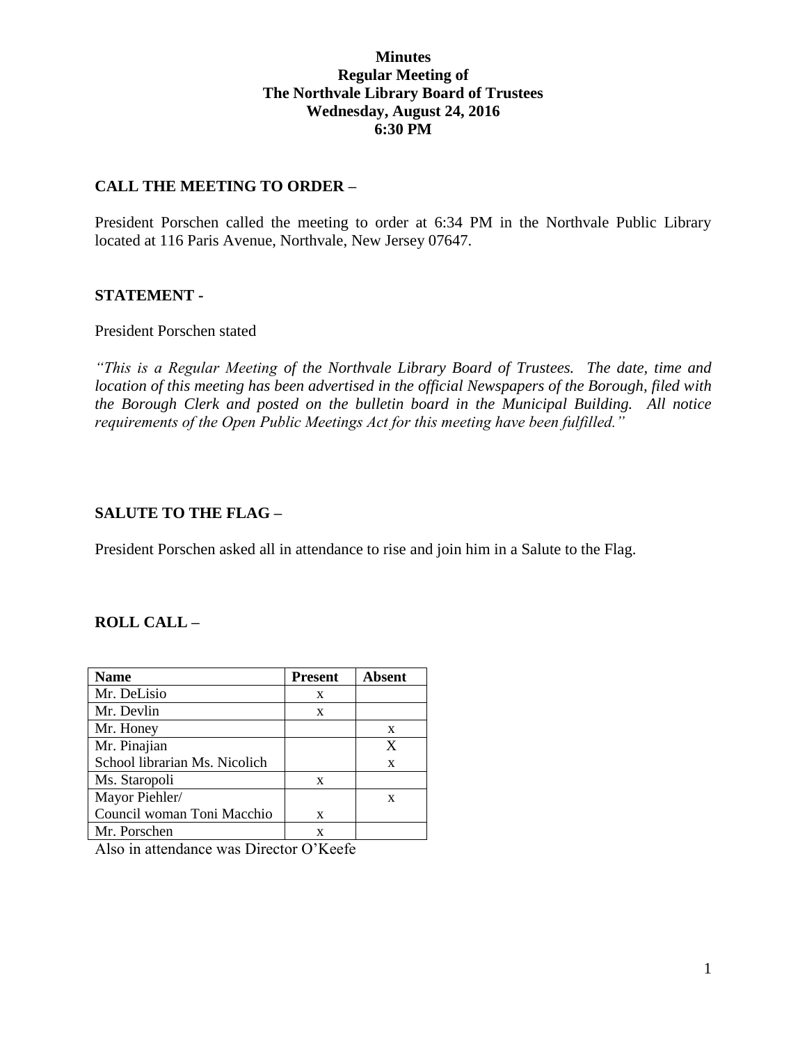**Minutes**
**Regular Meeting of**
**The Northvale Library Board of Trustees**
**Wednesday, August 24, 2016**
**6:30 PM**

## CALL THE MEETING TO ORDER –

President Porschen called the meeting to order at 6:34 PM in the Northvale Public Library located at 116 Paris Avenue, Northvale, New Jersey 07647.

## STATEMENT -

President Porschen stated

*"This is a Regular Meeting of the Northvale Library Board of Trustees. The date, time and location of this meeting has been advertised in the official Newspapers of the Borough, filed with the Borough Clerk and posted on the bulletin board in the Municipal Building. All notice requirements of the Open Public Meetings Act for this meeting have been fulfilled."*

## SALUTE TO THE FLAG –

President Porschen asked all in attendance to rise and join him in a Salute to the Flag.

## ROLL CALL –

| Name | Present | Absent |
|---|---|---|
| Mr. DeLisio | x | |
| Mr. Devlin | x | |
| Mr. Honey | | x |
| Mr. Pinajian | | X |
| School librarian Ms. Nicolich | | x |
| Ms. Staropoli | x | |
| Mayor Piehler/ | | x |
| Council woman Toni Macchio | x | |
| Mr. Porschen | x | |

Also in attendance was Director O'Keefe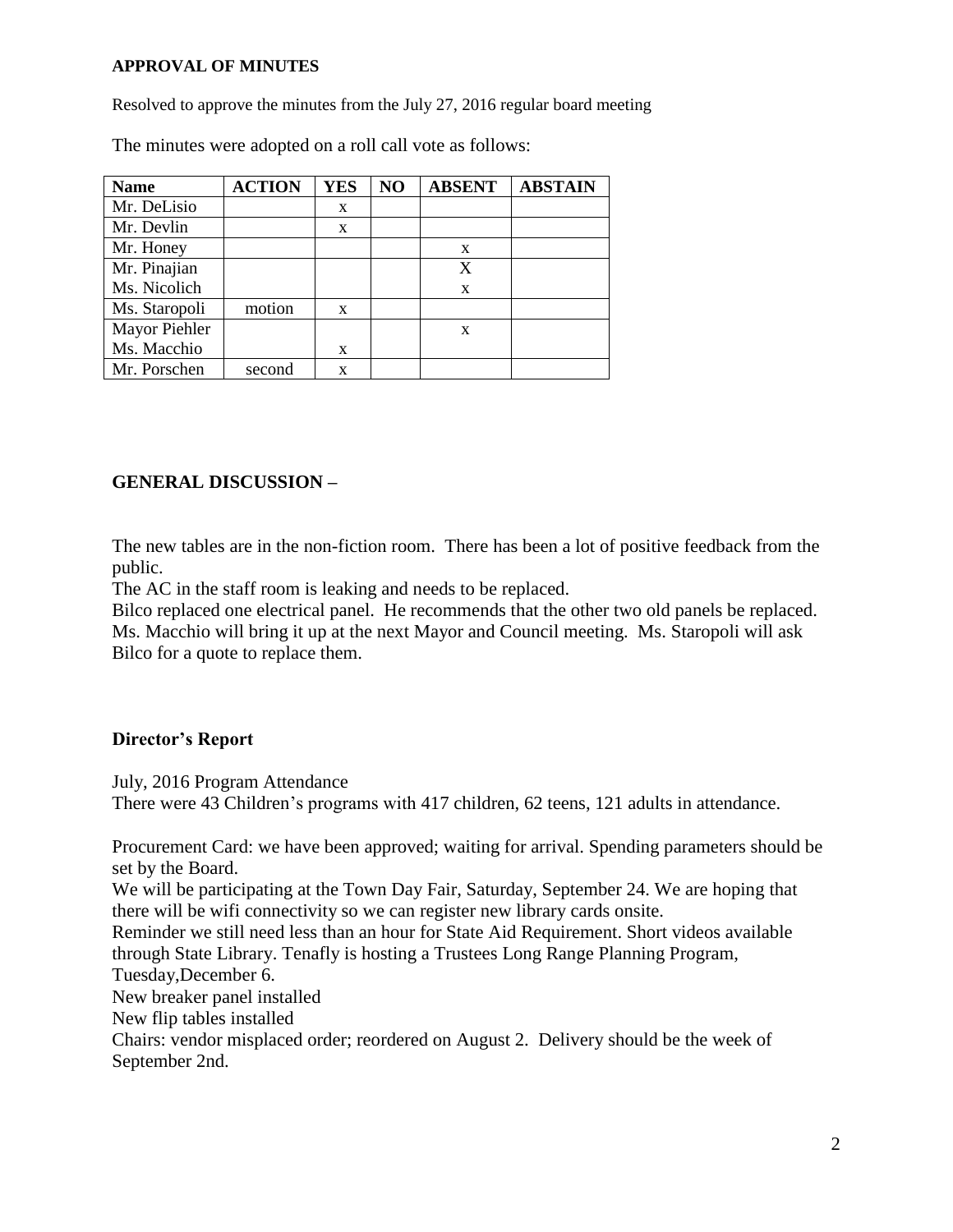**APPROVAL OF MINUTES**

Resolved to approve the minutes from the July 27, 2016 regular board meeting

The minutes were adopted on a roll call vote as follows:

| Name | ACTION | YES | NO | ABSENT | ABSTAIN |
|---|---|---|---|---|---|
| Mr. DeLisio | | x | | | |
| Mr. Devlin | | x | | | |
| Mr. Honey | | | | x | |
| Mr. Pinajian | | | | X | |
| Ms. Nicolich | | | | x | |
| Ms. Staropoli | motion | x | | | |
| Mayor Piehler | | | | x | |
| Ms. Macchio | | x | | | |
| Mr. Porschen | second | x | | | |

**GENERAL DISCUSSION –**

The new tables are in the non-fiction room. There has been a lot of positive feedback from the public.

The AC in the staff room is leaking and needs to be replaced.

Bilco replaced one electrical panel. He recommends that the other two old panels be replaced. Ms. Macchio will bring it up at the next Mayor and Council meeting. Ms. Staropoli will ask Bilco for a quote to replace them.

**Director's Report**

July, 2016 Program Attendance

There were 43 Children's programs with 417 children, 62 teens, 121 adults in attendance.

Procurement Card: we have been approved; waiting for arrival. Spending parameters should be set by the Board.

We will be participating at the Town Day Fair, Saturday, September 24. We are hoping that there will be wifi connectivity so we can register new library cards onsite.

Reminder we still need less than an hour for State Aid Requirement. Short videos available through State Library. Tenafly is hosting a Trustees Long Range Planning Program, Tuesday,December 6.

New breaker panel installed

New flip tables installed

Chairs: vendor misplaced order; reordered on August 2. Delivery should be the week of September 2nd.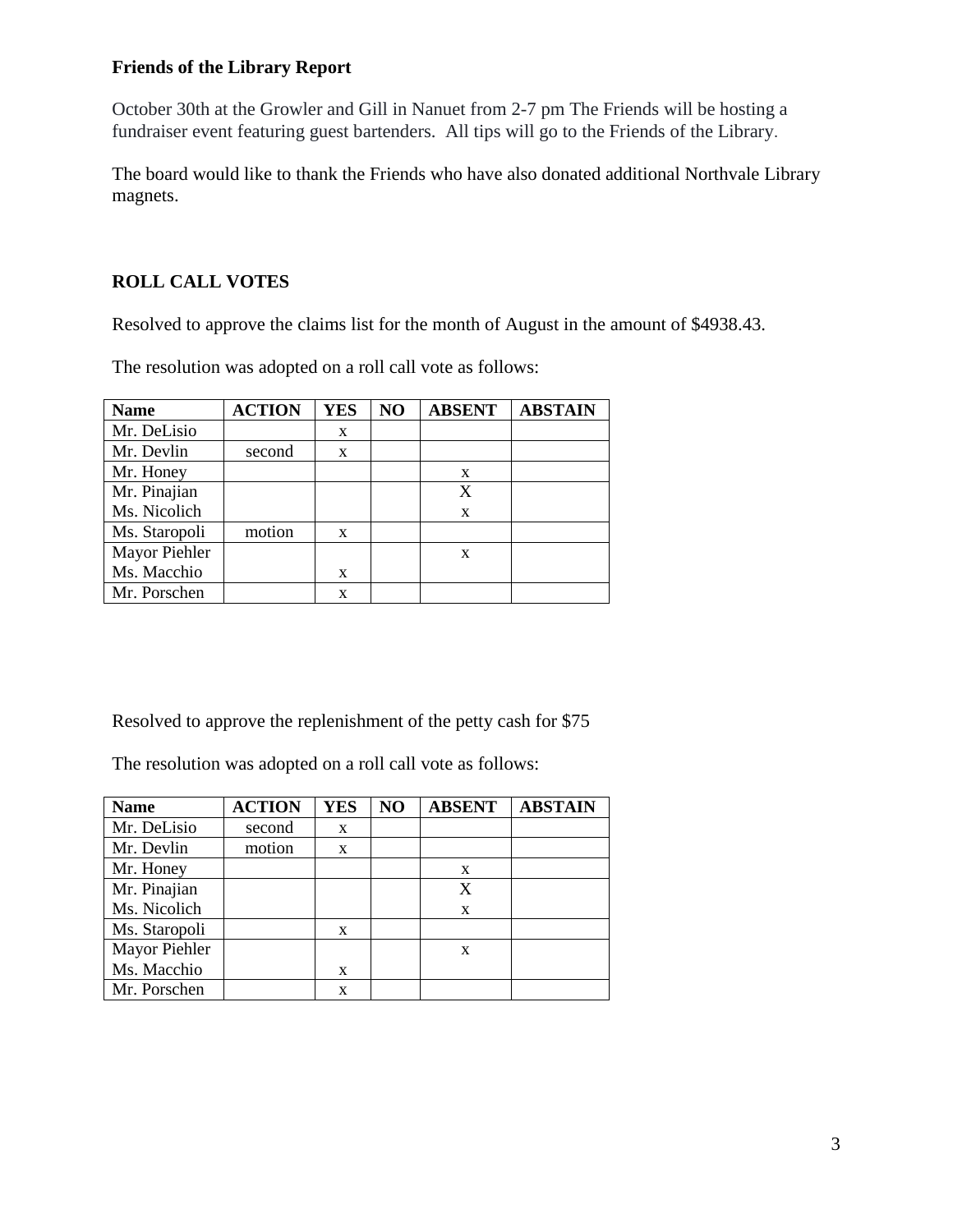**Friends of the Library Report**

October 30th at the Growler and Gill in Nanuet from 2-7 pm The Friends will be hosting a fundraiser event featuring guest bartenders. All tips will go to the Friends of the Library.

The board would like to thank the Friends who have also donated additional Northvale Library magnets.

**ROLL CALL VOTES**

Resolved to approve the claims list for the month of August in the amount of $4938.43.

The resolution was adopted on a roll call vote as follows:

| Name | ACTION | YES | NO | ABSENT | ABSTAIN |
|---|---|---|---|---|---|
| Mr. DeLisio | | x | | | |
| Mr. Devlin | second | x | | | |
| Mr. Honey | | | | x | |
| Mr. Pinajian | | | | X | |
| Ms. Nicolich | | | | x | |
| Ms. Staropoli | motion | x | | | |
| Mayor Piehler | | | | x | |
| Ms. Macchio | | x | | | |
| Mr. Porschen | | x | | | |

Resolved to approve the replenishment of the petty cash for $75

The resolution was adopted on a roll call vote as follows:

| Name | ACTION | YES | NO | ABSENT | ABSTAIN |
|---|---|---|---|---|---|
| Mr. DeLisio | second | x | | | |
| Mr. Devlin | motion | x | | | |
| Mr. Honey | | | | x | |
| Mr. Pinajian | | | | X | |
| Ms. Nicolich | | | | x | |
| Ms. Staropoli | | x | | | |
| Mayor Piehler | | | | x | |
| Ms. Macchio | | x | | | |
| Mr. Porschen | | x | | | |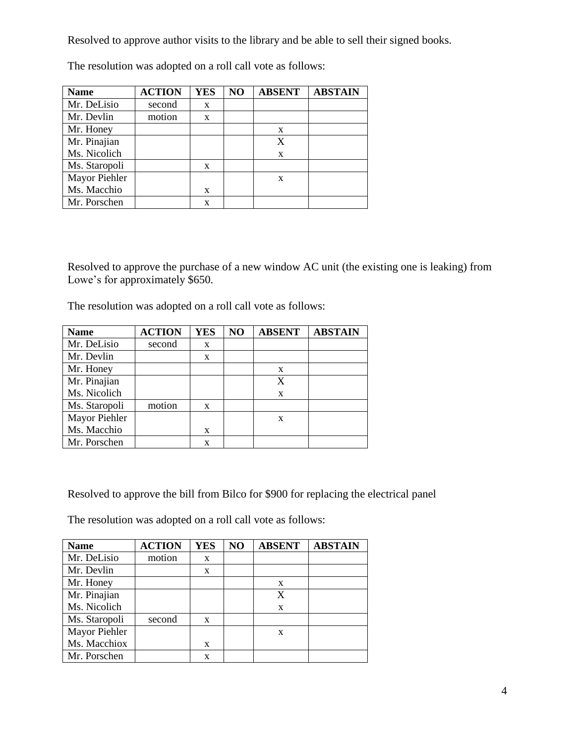Resolved to approve author visits to the library and be able to sell their signed books.

The resolution was adopted on a roll call vote as follows:

| Name | ACTION | YES | NO | ABSENT | ABSTAIN |
|---|---|---|---|---|---|
| Mr. DeLisio | second | x | | | |
| Mr. Devlin | motion | x | | | |
| Mr. Honey | | | | x | |
| Mr. Pinajian | | | | X | |
| Ms. Nicolich | | | | x | |
| Ms. Staropoli | | x | | | |
| Mayor Piehler | | | | x | |
| Ms. Macchio | | x | | | |
| Mr. Porschen | | x | | | |

Resolved to approve the purchase of a new window AC unit (the existing one is leaking) from Lowe's for approximately $650.

The resolution was adopted on a roll call vote as follows:

| Name | ACTION | YES | NO | ABSENT | ABSTAIN |
|---|---|---|---|---|---|
| Mr. DeLisio | second | x | | | |
| Mr. Devlin | | x | | | |
| Mr. Honey | | | | x | |
| Mr. Pinajian | | | | X | |
| Ms. Nicolich | | | | x | |
| Ms. Staropoli | motion | x | | | |
| Mayor Piehler | | | | x | |
| Ms. Macchio | | x | | | |
| Mr. Porschen | | x | | | |

Resolved to approve the bill from Bilco for $900 for replacing the electrical panel

The resolution was adopted on a roll call vote as follows:

| Name | ACTION | YES | NO | ABSENT | ABSTAIN |
|---|---|---|---|---|---|
| Mr. DeLisio | motion | x | | | |
| Mr. Devlin | | x | | | |
| Mr. Honey | | | | x | |
| Mr. Pinajian | | | | X | |
| Ms. Nicolich | | | | x | |
| Ms. Staropoli | second | x | | | |
| Mayor Piehler | | | | x | |
| Ms. Macchiox | | x | | | |
| Mr. Porschen | | x | | | |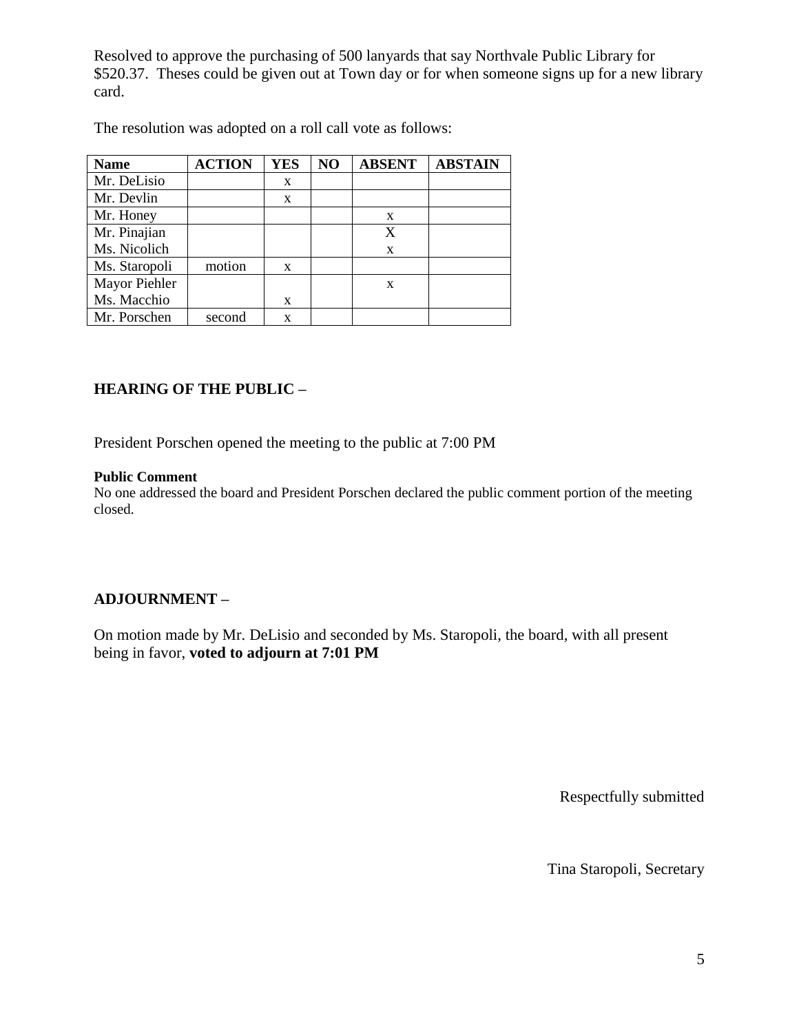Resolved to approve the purchasing of 500 lanyards that say Northvale Public Library for $520.37. Theses could be given out at Town day or for when someone signs up for a new library card.

The resolution was adopted on a roll call vote as follows:

| Name | ACTION | YES | NO | ABSENT | ABSTAIN |
|---|---|---|---|---|---|
| Mr. DeLisio | | x | | | |
| Mr. Devlin | | x | | | |
| Mr. Honey | | | | x | |
| Mr. Pinajian | | | | X | |
| Ms. Nicolich | | | | x | |
| Ms. Staropoli | motion | x | | | |
| Mayor Piehler | | | | x | |
| Ms. Macchio | | x | | | |
| Mr. Porschen | second | x | | | |

**HEARING OF THE PUBLIC –**

President Porschen opened the meeting to the public at 7:00 PM

**Public Comment**

No one addressed the board and President Porschen declared the public comment portion of the meeting closed.

**ADJOURNMENT –**

On motion made by Mr. DeLisio and seconded by Ms. Staropoli, the board, with all present being in favor, **voted to adjourn at 7:01 PM**

Respectfully submitted

Tina Staropoli, Secretary